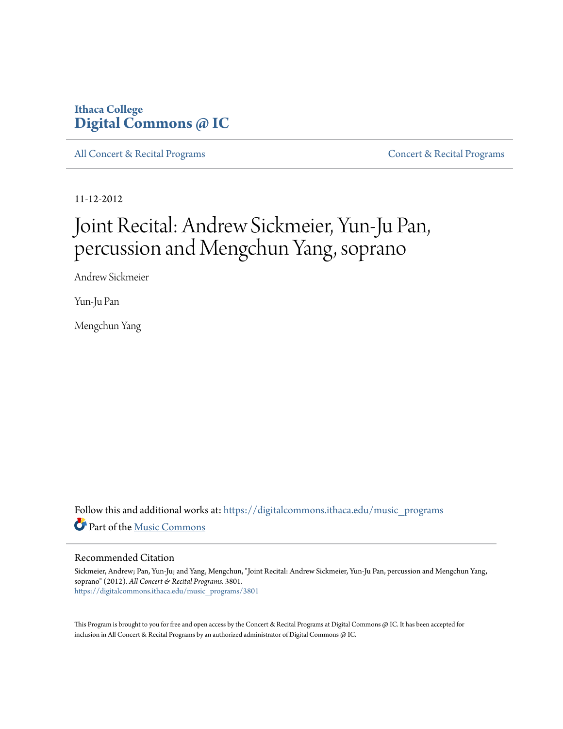Ithaca College
**Digital Commons @ IC**

All Concert & Recital Programs | Concert & Recital Programs

11-12-2012

# Joint Recital: Andrew Sickmeier, Yun-Ju Pan, percussion and Mengchun Yang, soprano

Andrew Sickmeier

Yun-Ju Pan

Mengchun Yang

Follow this and additional works at: https://digitalcommons.ithaca.edu/music_programs

Part of the Music Commons

## Recommended Citation

Sickmeier, Andrew; Pan, Yun-Ju; and Yang, Mengchun, "Joint Recital: Andrew Sickmeier, Yun-Ju Pan, percussion and Mengchun Yang, soprano" (2012). *All Concert & Recital Programs*. 3801.
https://digitalcommons.ithaca.edu/music_programs/3801

This Program is brought to you for free and open access by the Concert & Recital Programs at Digital Commons @ IC. It has been accepted for inclusion in All Concert & Recital Programs by an authorized administrator of Digital Commons @ IC.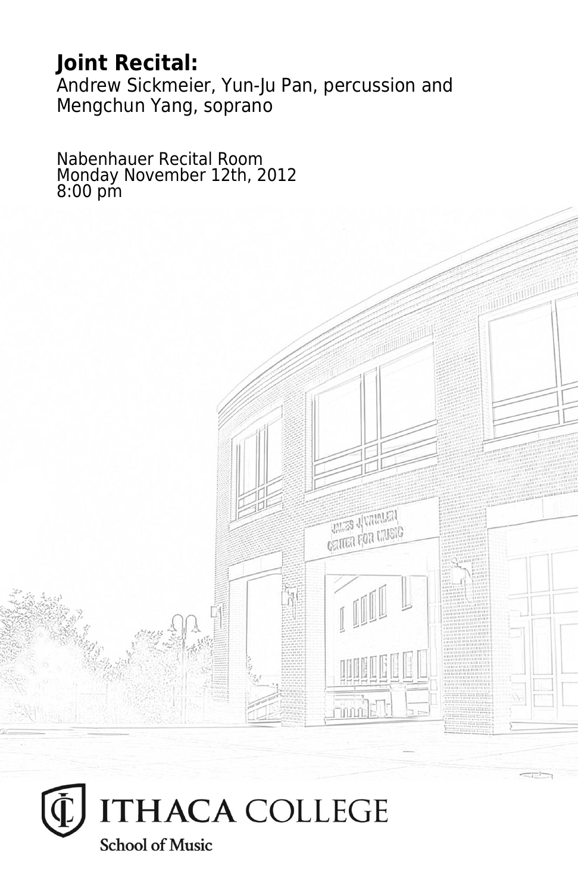**Joint Recital:**
Andrew Sickmeier, Yun-Ju Pan, percussion and
Mengchun Yang, soprano

Nabenhauer Recital Room
Monday November 12th, 2012
8:00 pm

ITHACA COLLEGE
School of Music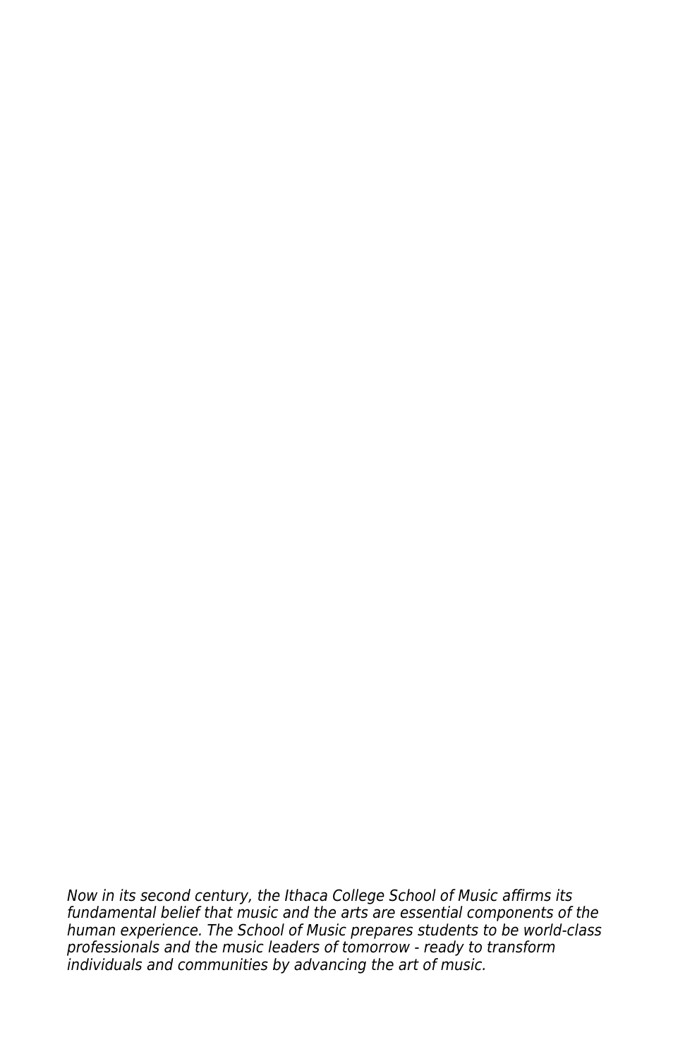*Now in its second century, the Ithaca College School of Music affirms its fundamental belief that music and the arts are essential components of the human experience. The School of Music prepares students to be world-class professionals and the music leaders of tomorrow - ready to transform individuals and communities by advancing the art of music.*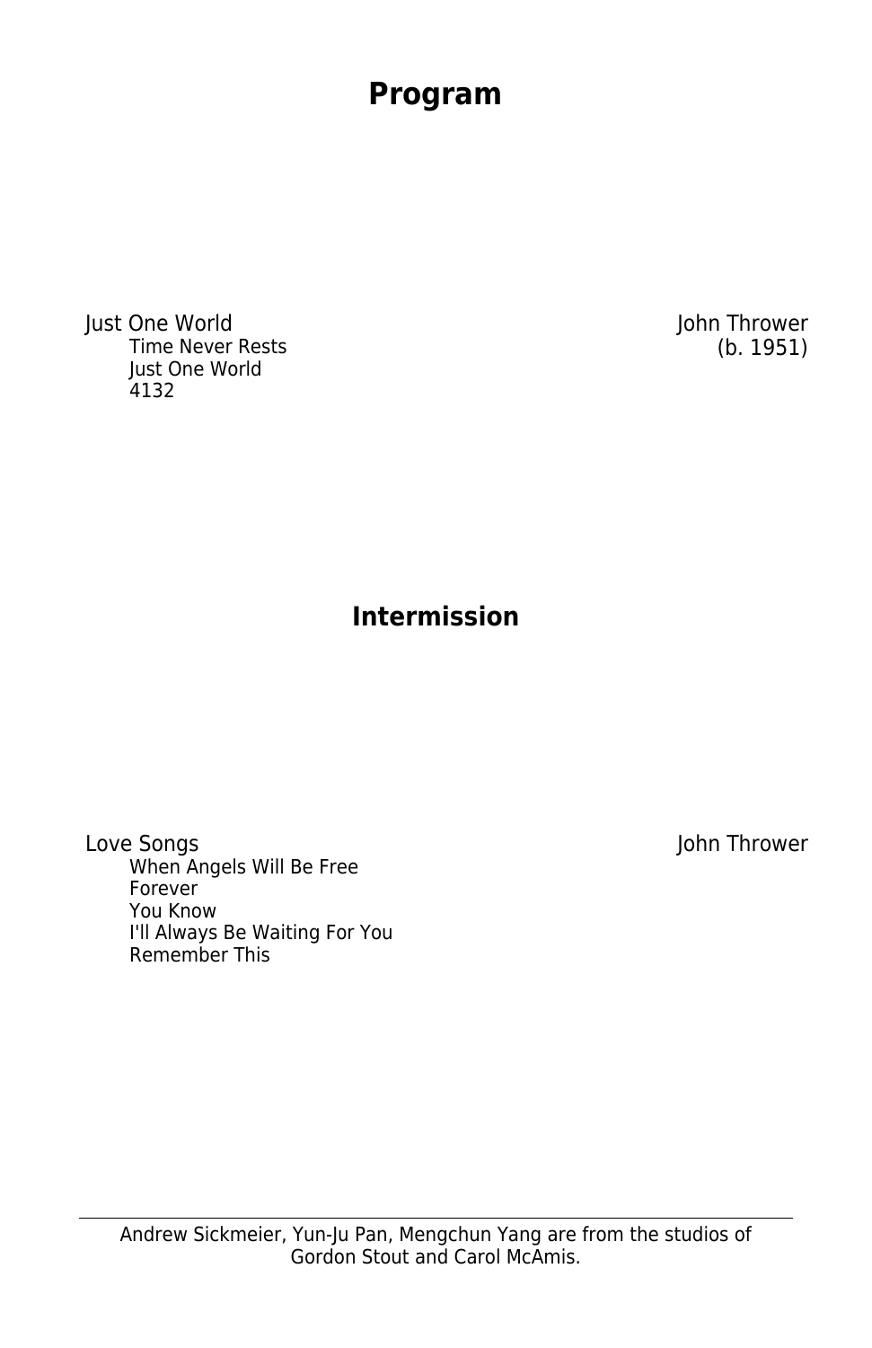# Program

Just One World — John Thrower (b. 1951)

- Time Never Rests
- Just One World
- 4132

## Intermission

Love Songs — John Thrower

- When Angels Will Be Free
- Forever
- You Know
- I'll Always Be Waiting For You
- Remember This

---

Andrew Sickmeier, Yun-Ju Pan, Mengchun Yang are from the studios of Gordon Stout and Carol McAmis.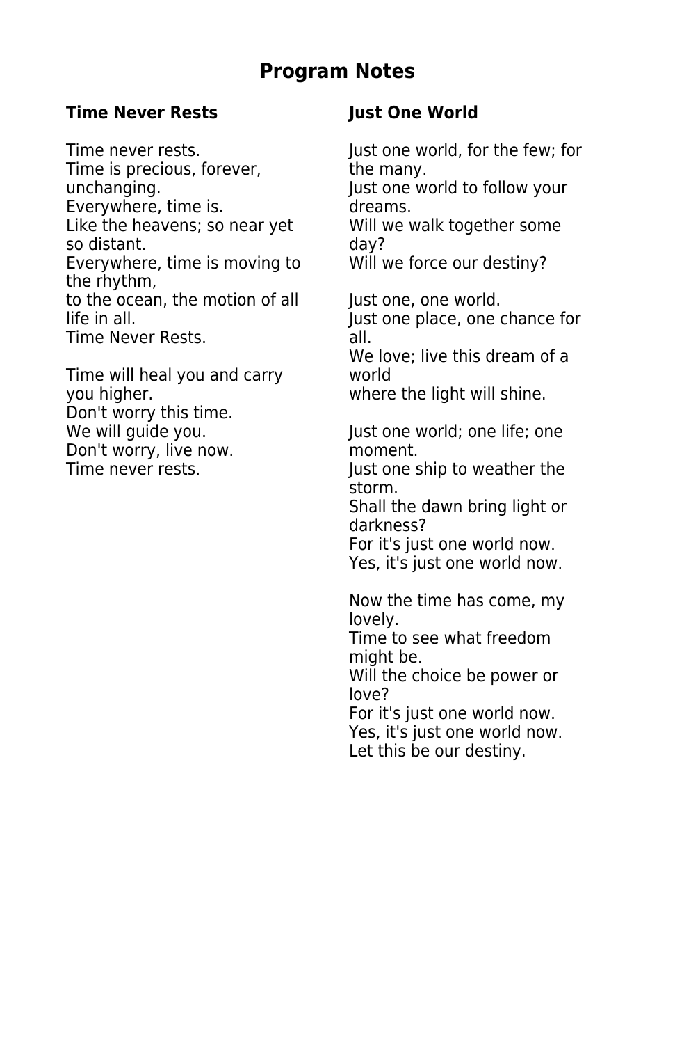# Program Notes

## Time Never Rests

Time never rests.
Time is precious, forever, unchanging.
Everywhere, time is.
Like the heavens; so near yet so distant.
Everywhere, time is moving to the rhythm,
to the ocean, the motion of all life in all.
Time Never Rests.

Time will heal you and carry you higher.
Don't worry this time.
We will guide you.
Don't worry, live now.
Time never rests.

## Just One World

Just one world, for the few; for the many.
Just one world to follow your dreams.
Will we walk together some day?
Will we force our destiny?

Just one, one world.
Just one place, one chance for all.
We love; live this dream of a world
where the light will shine.

Just one world; one life; one moment.
Just one ship to weather the storm.
Shall the dawn bring light or darkness?
For it's just one world now.
Yes, it's just one world now.

Now the time has come, my lovely.
Time to see what freedom might be.
Will the choice be power or love?
For it's just one world now.
Yes, it's just one world now.
Let this be our destiny.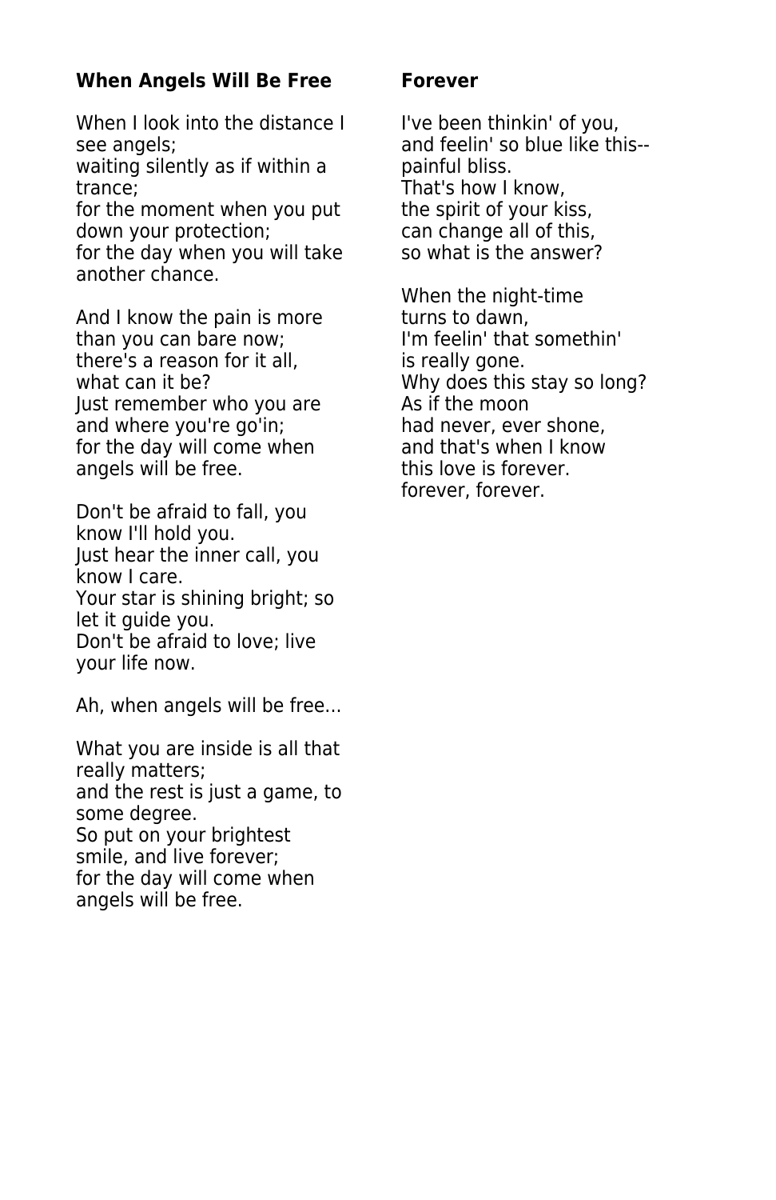### When Angels Will Be Free

When I look into the distance I see angels;
waiting silently as if within a trance;
for the moment when you put down your protection;
for the day when you will take another chance.

And I know the pain is more than you can bare now;
there's a reason for it all, what can it be?
Just remember who you are and where you're go'in;
for the day will come when angels will be free.

Don't be afraid to fall, you know I'll hold you.
Just hear the inner call, you know I care.
Your star is shining bright; so let it guide you.
Don't be afraid to love; live your life now.

Ah, when angels will be free...

What you are inside is all that really matters;
and the rest is just a game, to some degree.
So put on your brightest smile, and live forever;
for the day will come when angels will be free.

### Forever

I've been thinkin' of you,
and feelin' so blue like this--
painful bliss.
That's how I know,
the spirit of your kiss,
can change all of this,
so what is the answer?

When the night-time
turns to dawn,
I'm feelin' that somethin'
is really gone.
Why does this stay so long?
As if the moon
had never, ever shone,
and that's when I know
this love is forever.
forever, forever.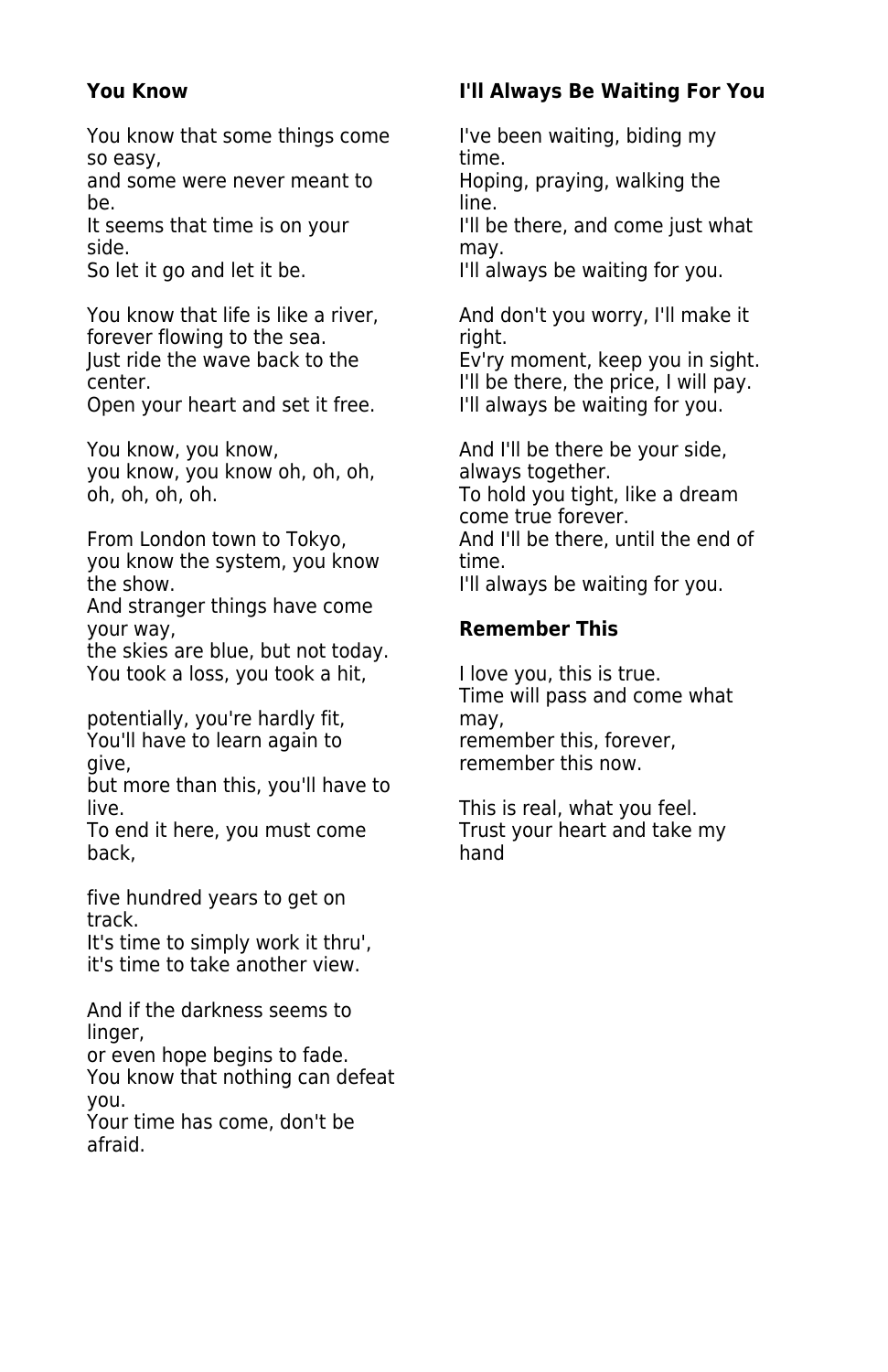**You Know**

You know that some things come so easy,
and some were never meant to be.
It seems that time is on your side.
So let it go and let it be.

You know that life is like a river,
forever flowing to the sea.
Just ride the wave back to the center.
Open your heart and set it free.

You know, you know,
you know, you know oh, oh, oh,
oh, oh, oh, oh.

From London town to Tokyo,
you know the system, you know the show.
And stranger things have come your way,
the skies are blue, but not today.
You took a loss, you took a hit,

potentially, you're hardly fit,
You'll have to learn again to give,
but more than this, you'll have to live.
To end it here, you must come back,

five hundred years to get on track.
It's time to simply work it thru',
it's time to take another view.

And if the darkness seems to linger,
or even hope begins to fade.
You know that nothing can defeat you.
Your time has come, don't be afraid.

**I'll Always Be Waiting For You**

I've been waiting, biding my time.
Hoping, praying, walking the line.
I'll be there, and come just what may.
I'll always be waiting for you.

And don't you worry, I'll make it right.
Ev'ry moment, keep you in sight.
I'll be there, the price, I will pay.
I'll always be waiting for you.

And I'll be there be your side, always together.
To hold you tight, like a dream come true forever.
And I'll be there, until the end of time.
I'll always be waiting for you.

**Remember This**

I love you, this is true.
Time will pass and come what may,
remember this, forever,
remember this now.

This is real, what you feel.
Trust your heart and take my hand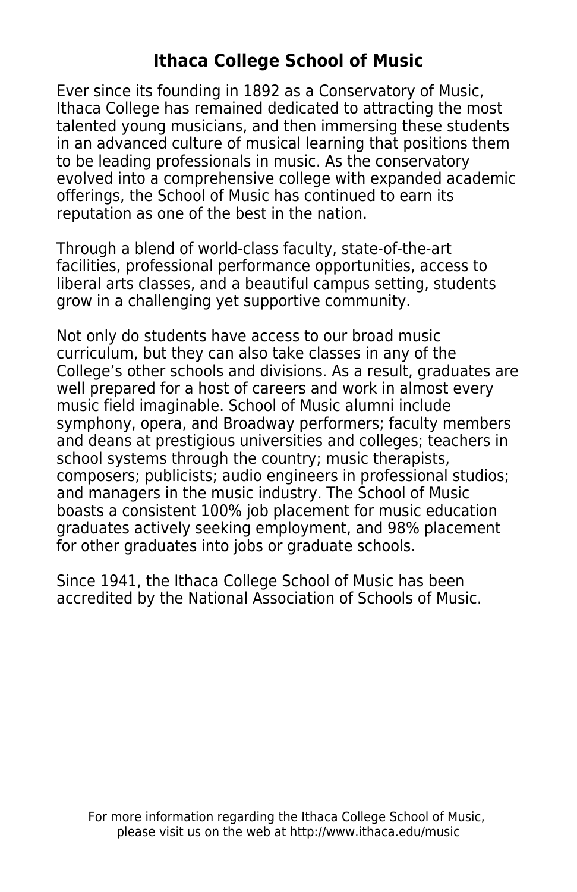# Ithaca College School of Music

Ever since its founding in 1892 as a Conservatory of Music, Ithaca College has remained dedicated to attracting the most talented young musicians, and then immersing these students in an advanced culture of musical learning that positions them to be leading professionals in music. As the conservatory evolved into a comprehensive college with expanded academic offerings, the School of Music has continued to earn its reputation as one of the best in the nation.

Through a blend of world-class faculty, state-of-the-art facilities, professional performance opportunities, access to liberal arts classes, and a beautiful campus setting, students grow in a challenging yet supportive community.

Not only do students have access to our broad music curriculum, but they can also take classes in any of the College's other schools and divisions. As a result, graduates are well prepared for a host of careers and work in almost every music field imaginable. School of Music alumni include symphony, opera, and Broadway performers; faculty members and deans at prestigious universities and colleges; teachers in school systems through the country; music therapists, composers; publicists; audio engineers in professional studios; and managers in the music industry. The School of Music boasts a consistent 100% job placement for music education graduates actively seeking employment, and 98% placement for other graduates into jobs or graduate schools.

Since 1941, the Ithaca College School of Music has been accredited by the National Association of Schools of Music.

---

For more information regarding the Ithaca College School of Music, please visit us on the web at http://www.ithaca.edu/music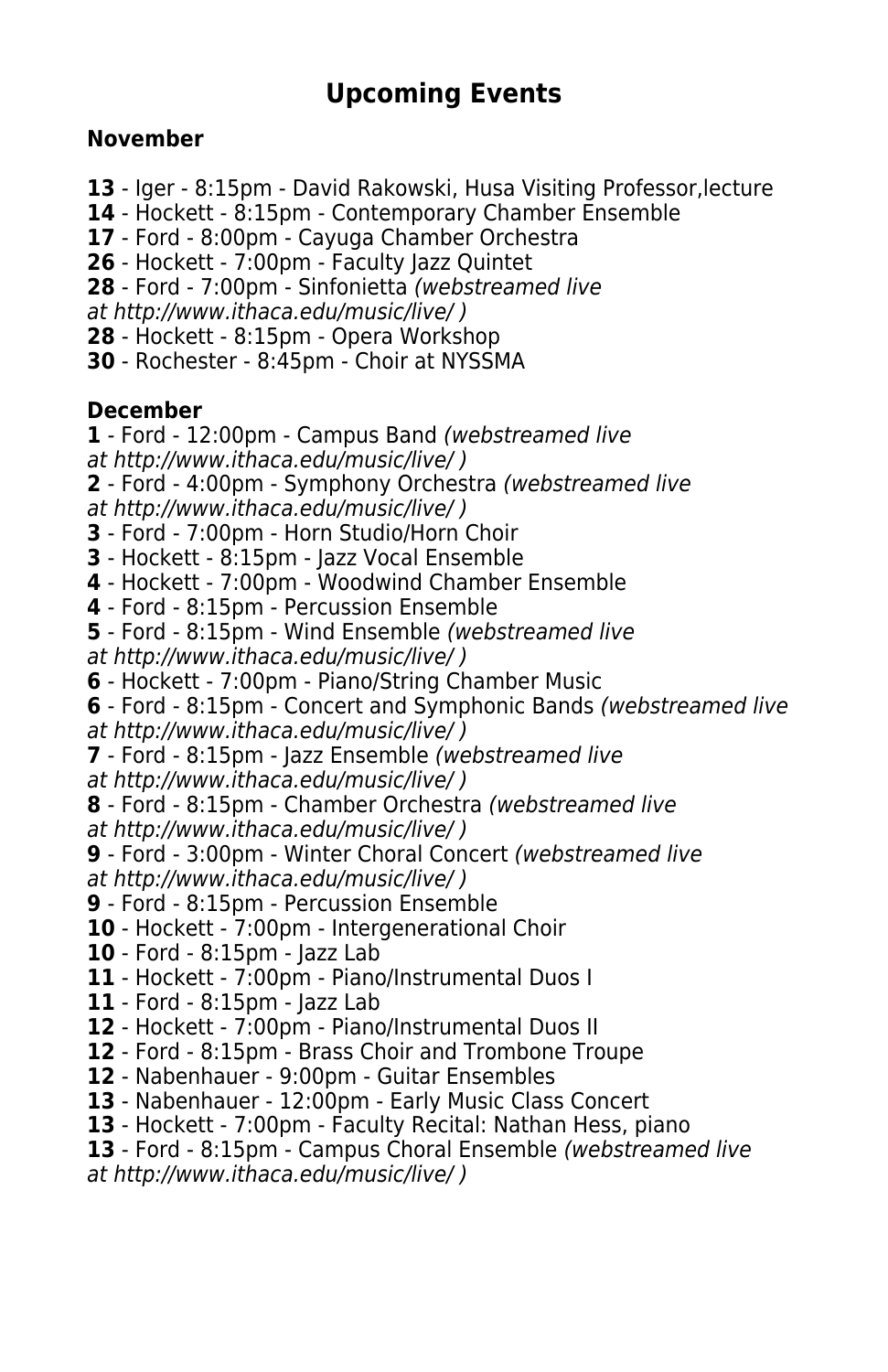# Upcoming Events

**November**

**13** - Iger - 8:15pm - David Rakowski, Husa Visiting Professor,lecture
**14** - Hockett - 8:15pm - Contemporary Chamber Ensemble
**17** - Ford - 8:00pm - Cayuga Chamber Orchestra
**26** - Hockett - 7:00pm - Faculty Jazz Quintet
**28** - Ford - 7:00pm - Sinfonietta *(webstreamed live at http://www.ithaca.edu/music/live/ )*
**28** - Hockett - 8:15pm - Opera Workshop
**30** - Rochester - 8:45pm - Choir at NYSSMA

**December**

**1** - Ford - 12:00pm - Campus Band *(webstreamed live at http://www.ithaca.edu/music/live/ )*
**2** - Ford - 4:00pm - Symphony Orchestra *(webstreamed live at http://www.ithaca.edu/music/live/ )*
**3** - Ford - 7:00pm - Horn Studio/Horn Choir
**3** - Hockett - 8:15pm - Jazz Vocal Ensemble
**4** - Hockett - 7:00pm - Woodwind Chamber Ensemble
**4** - Ford - 8:15pm - Percussion Ensemble
**5** - Ford - 8:15pm - Wind Ensemble *(webstreamed live at http://www.ithaca.edu/music/live/ )*
**6** - Hockett - 7:00pm - Piano/String Chamber Music
**6** - Ford - 8:15pm - Concert and Symphonic Bands *(webstreamed live at http://www.ithaca.edu/music/live/ )*
**7** - Ford - 8:15pm - Jazz Ensemble *(webstreamed live at http://www.ithaca.edu/music/live/ )*
**8** - Ford - 8:15pm - Chamber Orchestra *(webstreamed live at http://www.ithaca.edu/music/live/ )*
**9** - Ford - 3:00pm - Winter Choral Concert *(webstreamed live at http://www.ithaca.edu/music/live/ )*
**9** - Ford - 8:15pm - Percussion Ensemble
**10** - Hockett - 7:00pm - Intergenerational Choir
**10** - Ford - 8:15pm - Jazz Lab
**11** - Hockett - 7:00pm - Piano/Instrumental Duos I
**11** - Ford - 8:15pm - Jazz Lab
**12** - Hockett - 7:00pm - Piano/Instrumental Duos II
**12** - Ford - 8:15pm - Brass Choir and Trombone Troupe
**12** - Nabenhauer - 9:00pm - Guitar Ensembles
**13** - Nabenhauer - 12:00pm - Early Music Class Concert
**13** - Hockett - 7:00pm - Faculty Recital: Nathan Hess, piano
**13** - Ford - 8:15pm - Campus Choral Ensemble *(webstreamed live at http://www.ithaca.edu/music/live/ )*